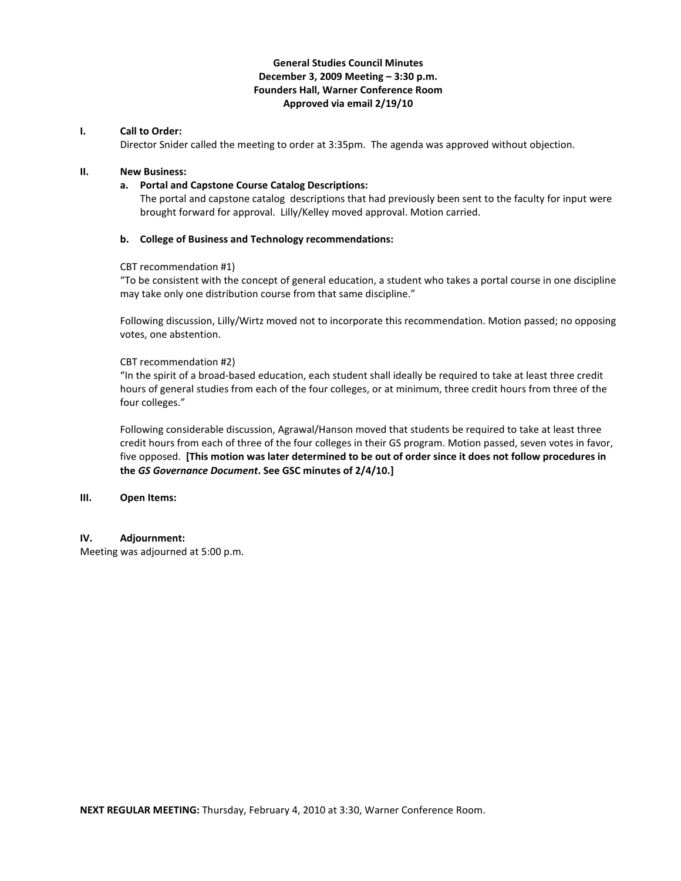**General Studies Council Minutes**
**December 3, 2009 Meeting – 3:30 p.m.**
**Founders Hall, Warner Conference Room**
**Approved via email 2/19/10**

**I. Call to Order:**

Director Snider called the meeting to order at 3:35pm. The agenda was approved without objection.

**II. New Business:**

**a. Portal and Capstone Course Catalog Descriptions:**

The portal and capstone catalog descriptions that had previously been sent to the faculty for input were brought forward for approval. Lilly/Kelley moved approval. Motion carried.

**b. College of Business and Technology recommendations:**

CBT recommendation #1)

"To be consistent with the concept of general education, a student who takes a portal course in one discipline may take only one distribution course from that same discipline."

Following discussion, Lilly/Wirtz moved not to incorporate this recommendation. Motion passed; no opposing votes, one abstention.

CBT recommendation #2)

"In the spirit of a broad-based education, each student shall ideally be required to take at least three credit hours of general studies from each of the four colleges, or at minimum, three credit hours from three of the four colleges."

Following considerable discussion, Agrawal/Hanson moved that students be required to take at least three credit hours from each of three of the four colleges in their GS program. Motion passed, seven votes in favor, five opposed. **[This motion was later determined to be out of order since it does not follow procedures in the *GS Governance Document*. See GSC minutes of 2/4/10.]**

**III. Open Items:**

**IV. Adjournment:**

Meeting was adjourned at 5:00 p.m.

**NEXT REGULAR MEETING:** Thursday, February 4, 2010 at 3:30, Warner Conference Room.